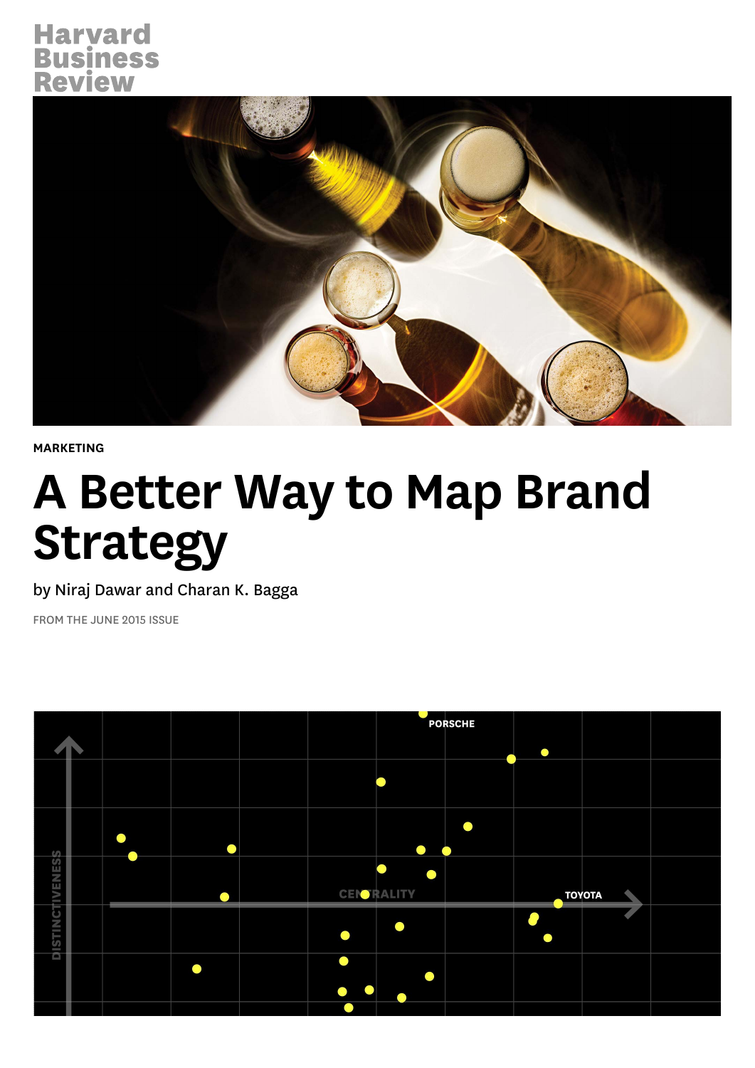Harvard Business Review

MARKETING

# A Better Way to Map Brand Strategy

by Niraj Dawar and Charan K. Bagga

FROM THE JUNE 2015 ISSUE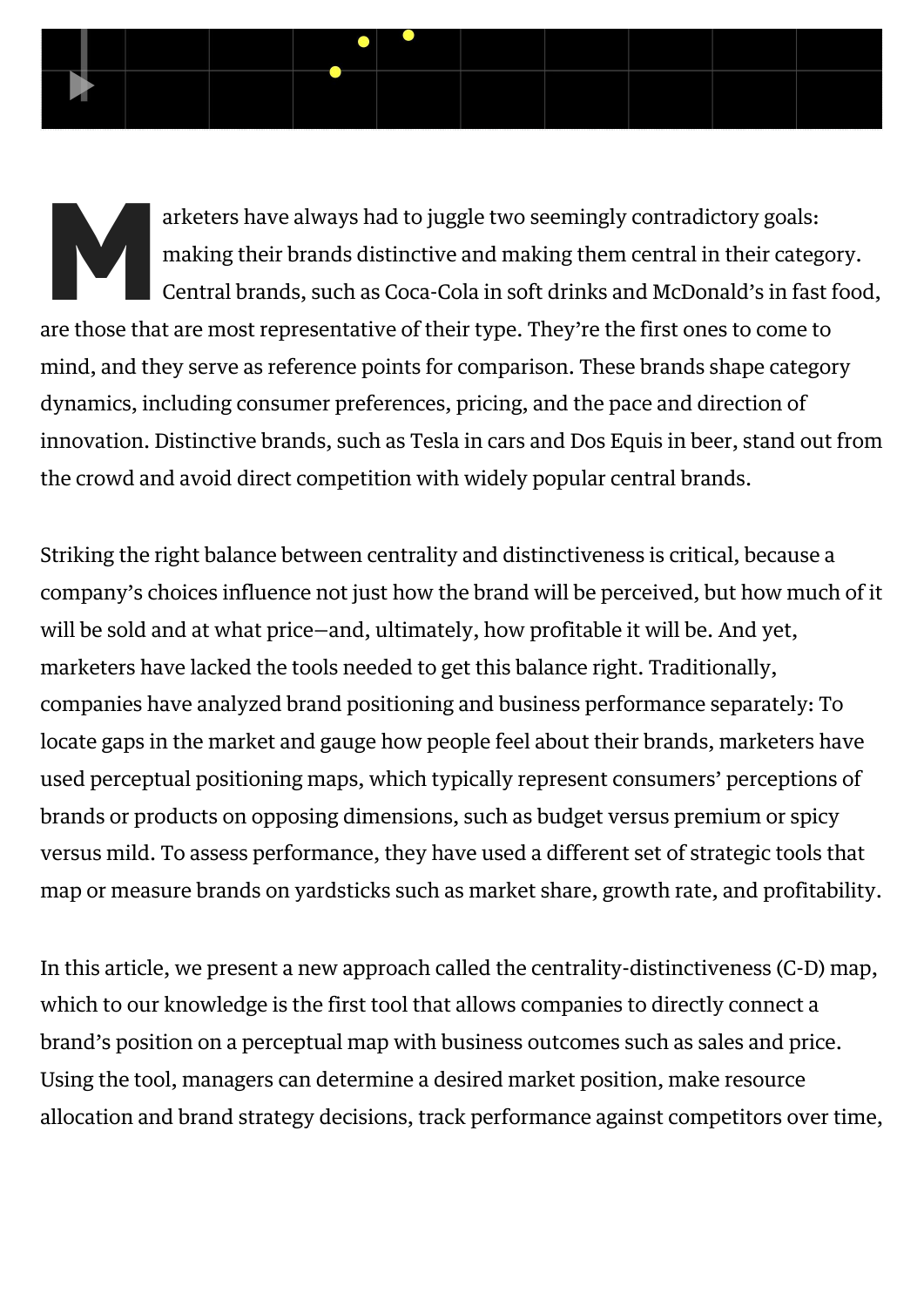Marketers have always had to juggle two seemingly contradictory goals: making their brands distinctive and making them central in their category. Central brands, such as Coca-Cola in soft drinks and McDonald's in fast food, are those that are most representative of their type. They're the first ones to come to mind, and they serve as reference points for comparison. These brands shape category dynamics, including consumer preferences, pricing, and the pace and direction of innovation. Distinctive brands, such as Tesla in cars and Dos Equis in beer, stand out from the crowd and avoid direct competition with widely popular central brands.

Striking the right balance between centrality and distinctiveness is critical, because a company's choices influence not just how the brand will be perceived, but how much of it will be sold and at what price—and, ultimately, how profitable it will be. And yet, marketers have lacked the tools needed to get this balance right. Traditionally, companies have analyzed brand positioning and business performance separately: To locate gaps in the market and gauge how people feel about their brands, marketers have used perceptual positioning maps, which typically represent consumers' perceptions of brands or products on opposing dimensions, such as budget versus premium or spicy versus mild. To assess performance, they have used a different set of strategic tools that map or measure brands on yardsticks such as market share, growth rate, and profitability.

In this article, we present a new approach called the centrality-distinctiveness (C-D) map, which to our knowledge is the first tool that allows companies to directly connect a brand's position on a perceptual map with business outcomes such as sales and price. Using the tool, managers can determine a desired market position, make resource allocation and brand strategy decisions, track performance against competitors over time,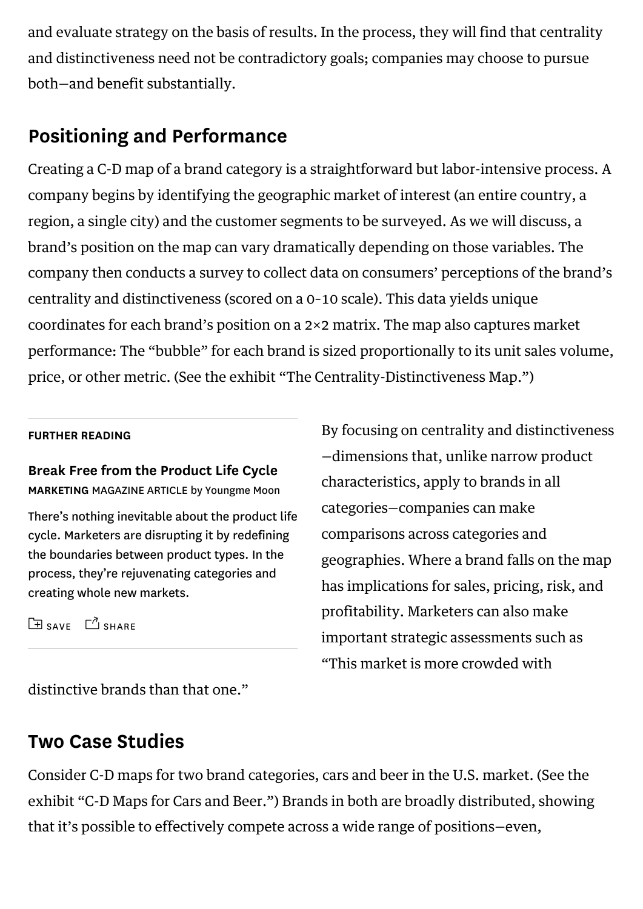and evaluate strategy on the basis of results. In the process, they will find that centrality and distinctiveness need not be contradictory goals; companies may choose to pursue both—and benefit substantially.

## Positioning and Performance

Creating a C-D map of a brand category is a straightforward but labor-intensive process. A company begins by identifying the geographic market of interest (an entire country, a region, a single city) and the customer segments to be surveyed. As we will discuss, a brand's position on the map can vary dramatically depending on those variables. The company then conducts a survey to collect data on consumers' perceptions of the brand's centrality and distinctiveness (scored on a 0-10 scale). This data yields unique coordinates for each brand's position on a 2×2 matrix. The map also captures market performance: The "bubble" for each brand is sized proportionally to its unit sales volume, price, or other metric. (See the exhibit "The Centrality-Distinctiveness Map.")

> **FURTHER READING**
>
> **Break Free from the Product Life Cycle**
> **MARKETING** MAGAZINE ARTICLE by Youngme Moon
>
> There's nothing inevitable about the product life cycle. Marketers are disrupting it by redefining the boundaries between product types. In the process, they're rejuvenating categories and creating whole new markets.
>
> SAVE SHARE

By focusing on centrality and distinctiveness—dimensions that, unlike narrow product characteristics, apply to brands in all categories—companies can make comparisons across categories and geographies. Where a brand falls on the map has implications for sales, pricing, risk, and profitability. Marketers can also make important strategic assessments such as "This market is more crowded with distinctive brands than that one."

## Two Case Studies

Consider C-D maps for two brand categories, cars and beer in the U.S. market. (See the exhibit "C-D Maps for Cars and Beer.") Brands in both are broadly distributed, showing that it's possible to effectively compete across a wide range of positions—even,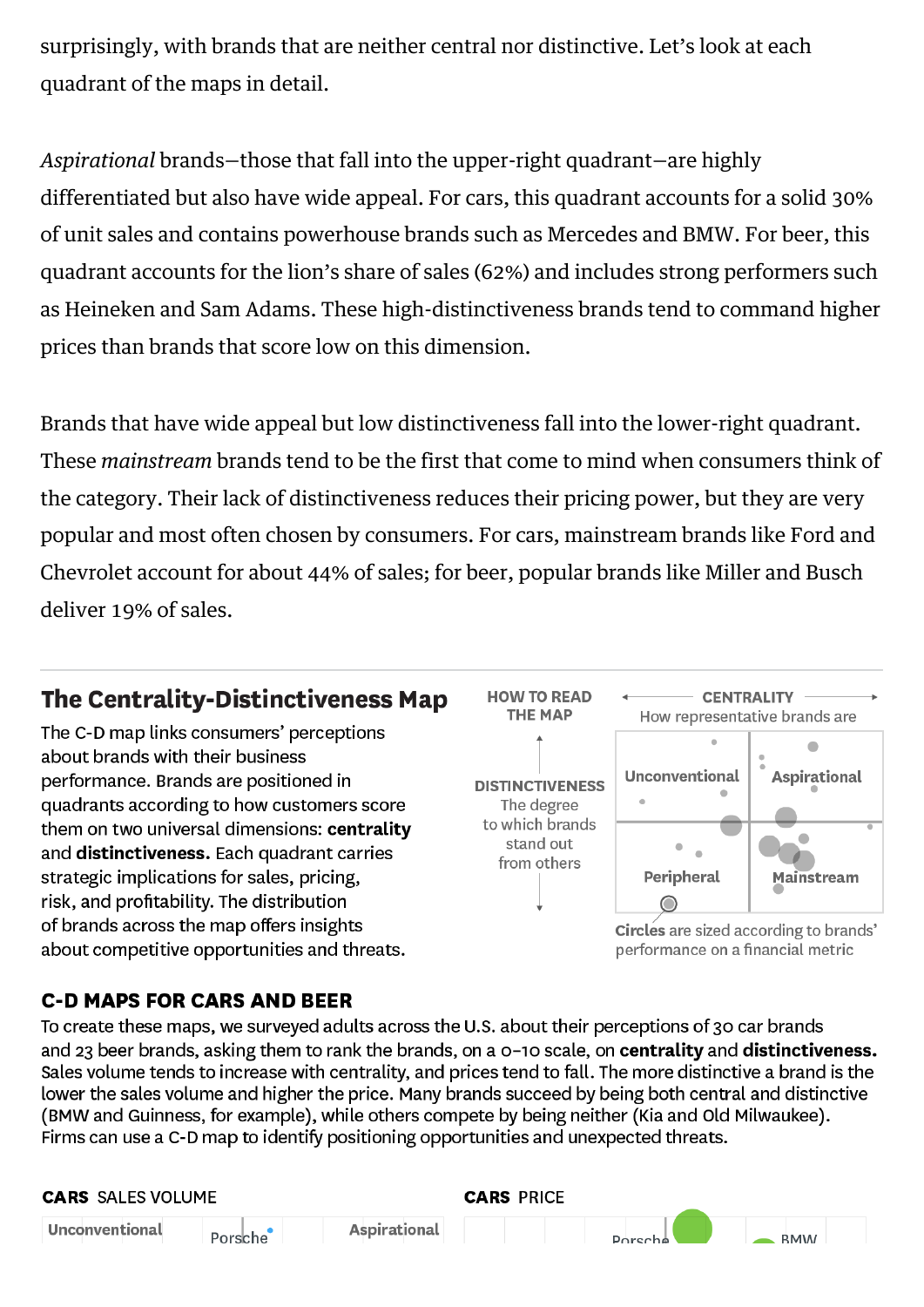surprisingly, with brands that are neither central nor distinctive. Let's look at each quadrant of the maps in detail.

*Aspirational* brands—those that fall into the upper-right quadrant—are highly differentiated but also have wide appeal. For cars, this quadrant accounts for a solid 30% of unit sales and contains powerhouse brands such as Mercedes and BMW. For beer, this quadrant accounts for the lion's share of sales (62%) and includes strong performers such as Heineken and Sam Adams. These high-distinctiveness brands tend to command higher prices than brands that score low on this dimension.

Brands that have wide appeal but low distinctiveness fall into the lower-right quadrant. These *mainstream* brands tend to be the first that come to mind when consumers think of the category. Their lack of distinctiveness reduces their pricing power, but they are very popular and most often chosen by consumers. For cars, mainstream brands like Ford and Chevrolet account for about 44% of sales; for beer, popular brands like Miller and Busch deliver 19% of sales.

## The Centrality-Distinctiveness Map

The C-D map links consumers' perceptions about brands with their business performance. Brands are positioned in quadrants according to how customers score them on two universal dimensions: **centrality** and **distinctiveness.** Each quadrant carries strategic implications for sales, pricing, risk, and profitability. The distribution of brands across the map offers insights about competitive opportunities and threats.

**HOW TO READ THE MAP**

**CENTRALITY** How representative brands are

**DISTINCTIVENESS** The degree to which brands stand out from others

Unconventional | Aspirational | Peripheral | Mainstream

**Circles** are sized according to brands' performance on a financial metric

### C-D MAPS FOR CARS AND BEER

To create these maps, we surveyed adults across the U.S. about their perceptions of 30 car brands and 23 beer brands, asking them to rank the brands, on a 0–10 scale, on **centrality** and **distinctiveness.** Sales volume tends to increase with centrality, and prices tend to fall. The more distinctive a brand is the lower the sales volume and higher the price. Many brands succeed by being both central and distinctive (BMW and Guinness, for example), while others compete by being neither (Kia and Old Milwaukee). Firms can use a C-D map to identify positioning opportunities and unexpected threats.

**CARS** SALES VOLUME

Unconventional | Porsche | Aspirational

**CARS** PRICE

Porsche | BMW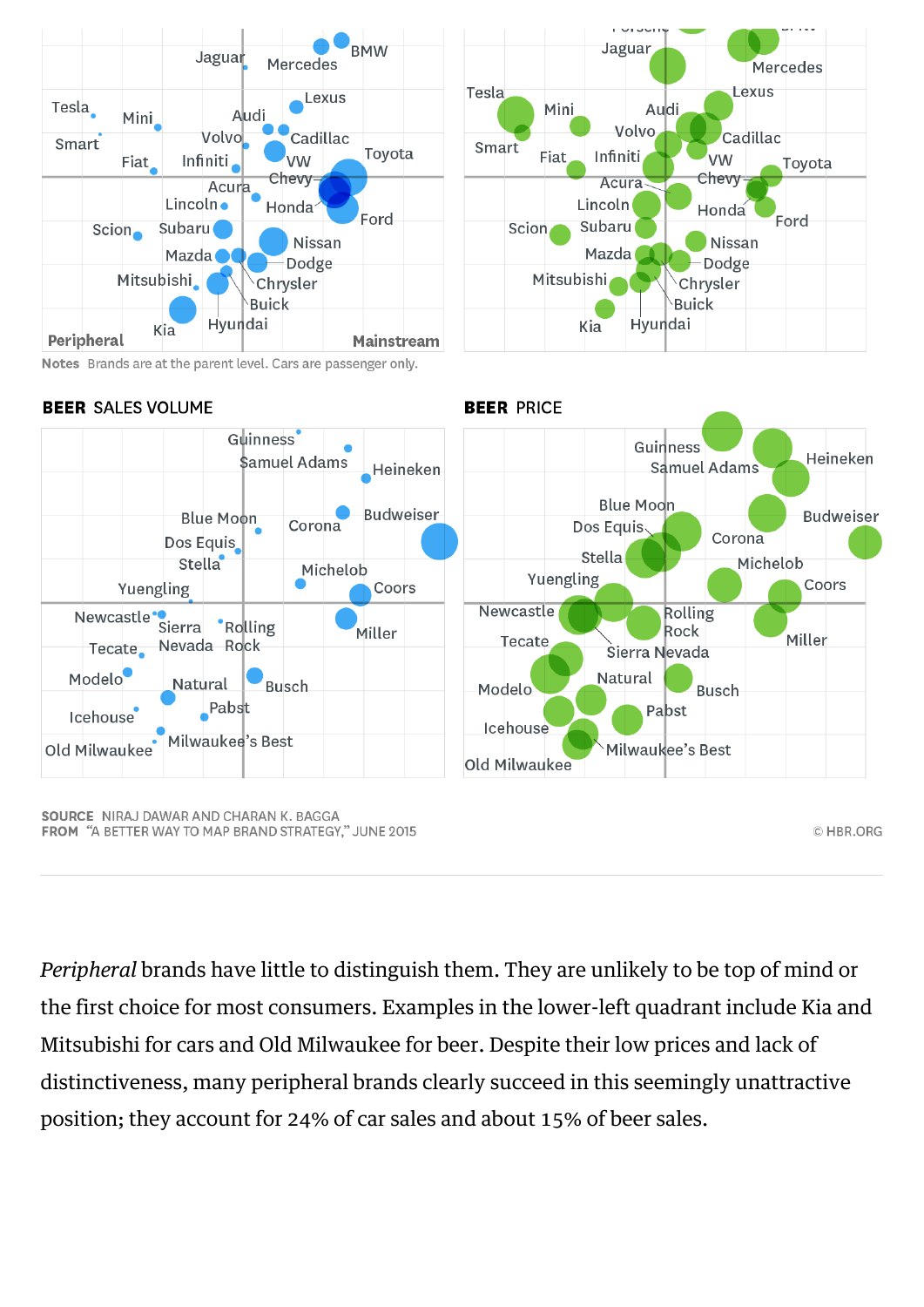Peripheral

Mainstream

Notes Brands are at the parent level. Cars are passenger only.

**BEER** SALES VOLUME

**BEER** PRICE

SOURCE NIRAJ DAWAR AND CHARAN K. BAGGA
FROM "A BETTER WAY TO MAP BRAND STRATEGY," JUNE 2015

© HBR.ORG

*Peripheral* brands have little to distinguish them. They are unlikely to be top of mind or the first choice for most consumers. Examples in the lower-left quadrant include Kia and Mitsubishi for cars and Old Milwaukee for beer. Despite their low prices and lack of distinctiveness, many peripheral brands clearly succeed in this seemingly unattractive position; they account for 24% of car sales and about 15% of beer sales.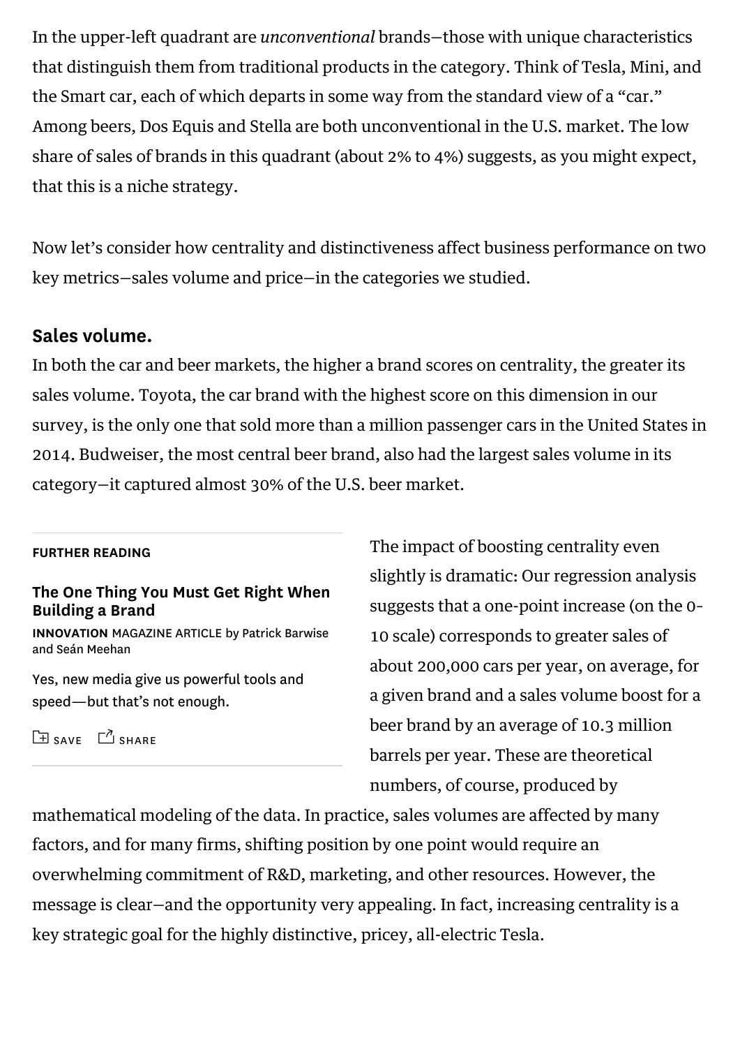In the upper-left quadrant are *unconventional* brands—those with unique characteristics that distinguish them from traditional products in the category. Think of Tesla, Mini, and the Smart car, each of which departs in some way from the standard view of a "car." Among beers, Dos Equis and Stella are both unconventional in the U.S. market. The low share of sales of brands in this quadrant (about 2% to 4%) suggests, as you might expect, that this is a niche strategy.

Now let's consider how centrality and distinctiveness affect business performance on two key metrics—sales volume and price—in the categories we studied.

### Sales volume.

In both the car and beer markets, the higher a brand scores on centrality, the greater its sales volume. Toyota, the car brand with the highest score on this dimension in our survey, is the only one that sold more than a million passenger cars in the United States in 2014. Budweiser, the most central beer brand, also had the largest sales volume in its category—it captured almost 30% of the U.S. beer market.

The impact of boosting centrality even slightly is dramatic: Our regression analysis suggests that a one-point increase (on the 0-10 scale) corresponds to greater sales of about 200,000 cars per year, on average, for a given brand and a sales volume boost for a beer brand by an average of 10.3 million barrels per year. These are theoretical numbers, of course, produced by mathematical modeling of the data. In practice, sales volumes are affected by many factors, and for many firms, shifting position by one point would require an overwhelming commitment of R&D, marketing, and other resources. However, the message is clear—and the opportunity very appealing. In fact, increasing centrality is a key strategic goal for the highly distinctive, pricey, all-electric Tesla.

**FURTHER READING**

**The One Thing You Must Get Right When Building a Brand**

**INNOVATION** MAGAZINE ARTICLE by Patrick Barwise and Seán Meehan

Yes, new media give us powerful tools and speed—but that's not enough.

SAVE SHARE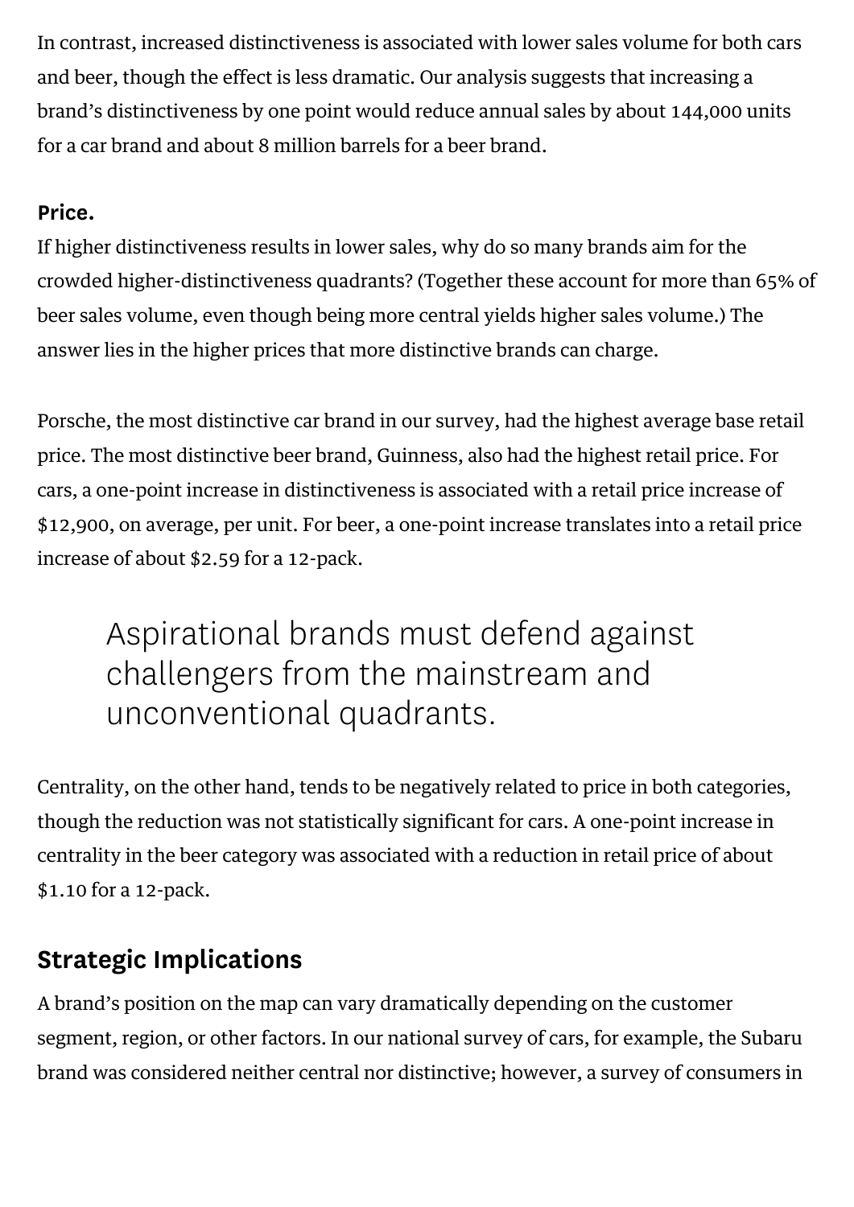In contrast, increased distinctiveness is associated with lower sales volume for both cars and beer, though the effect is less dramatic. Our analysis suggests that increasing a brand's distinctiveness by one point would reduce annual sales by about 144,000 units for a car brand and about 8 million barrels for a beer brand.

**Price.**

If higher distinctiveness results in lower sales, why do so many brands aim for the crowded higher-distinctiveness quadrants? (Together these account for more than 65% of beer sales volume, even though being more central yields higher sales volume.) The answer lies in the higher prices that more distinctive brands can charge.

Porsche, the most distinctive car brand in our survey, had the highest average base retail price. The most distinctive beer brand, Guinness, also had the highest retail price. For cars, a one-point increase in distinctiveness is associated with a retail price increase of $12,900, on average, per unit. For beer, a one-point increase translates into a retail price increase of about $2.59 for a 12-pack.

> Aspirational brands must defend against challengers from the mainstream and unconventional quadrants.

Centrality, on the other hand, tends to be negatively related to price in both categories, though the reduction was not statistically significant for cars. A one-point increase in centrality in the beer category was associated with a reduction in retail price of about $1.10 for a 12-pack.

## Strategic Implications

A brand's position on the map can vary dramatically depending on the customer segment, region, or other factors. In our national survey of cars, for example, the Subaru brand was considered neither central nor distinctive; however, a survey of consumers in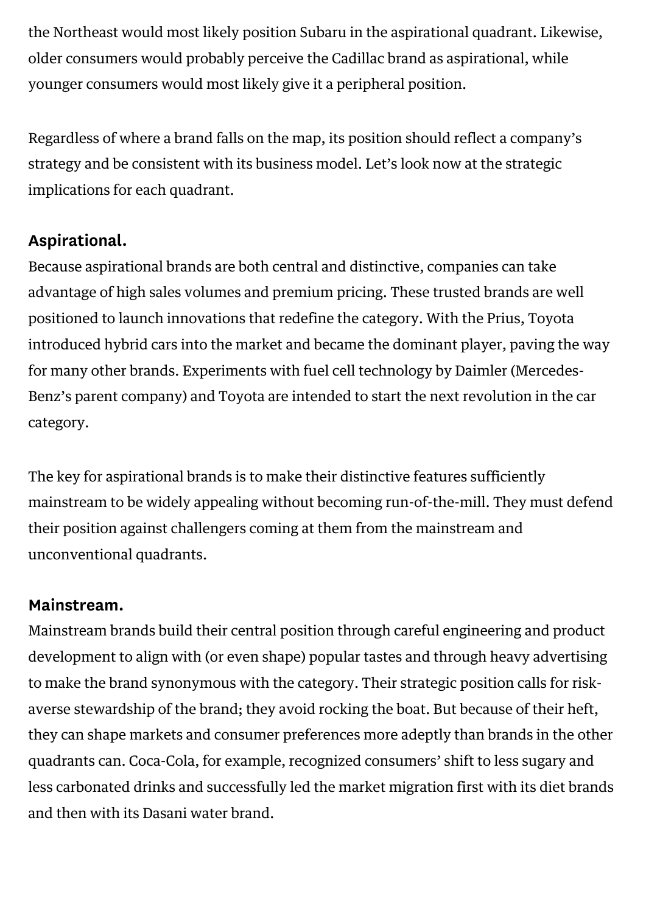the Northeast would most likely position Subaru in the aspirational quadrant. Likewise, older consumers would probably perceive the Cadillac brand as aspirational, while younger consumers would most likely give it a peripheral position.

Regardless of where a brand falls on the map, its position should reflect a company's strategy and be consistent with its business model. Let's look now at the strategic implications for each quadrant.

**Aspirational.**

Because aspirational brands are both central and distinctive, companies can take advantage of high sales volumes and premium pricing. These trusted brands are well positioned to launch innovations that redefine the category. With the Prius, Toyota introduced hybrid cars into the market and became the dominant player, paving the way for many other brands. Experiments with fuel cell technology by Daimler (Mercedes-Benz's parent company) and Toyota are intended to start the next revolution in the car category.

The key for aspirational brands is to make their distinctive features sufficiently mainstream to be widely appealing without becoming run-of-the-mill. They must defend their position against challengers coming at them from the mainstream and unconventional quadrants.

**Mainstream.**

Mainstream brands build their central position through careful engineering and product development to align with (or even shape) popular tastes and through heavy advertising to make the brand synonymous with the category. Their strategic position calls for risk-averse stewardship of the brand; they avoid rocking the boat. But because of their heft, they can shape markets and consumer preferences more adeptly than brands in the other quadrants can. Coca-Cola, for example, recognized consumers' shift to less sugary and less carbonated drinks and successfully led the market migration first with its diet brands and then with its Dasani water brand.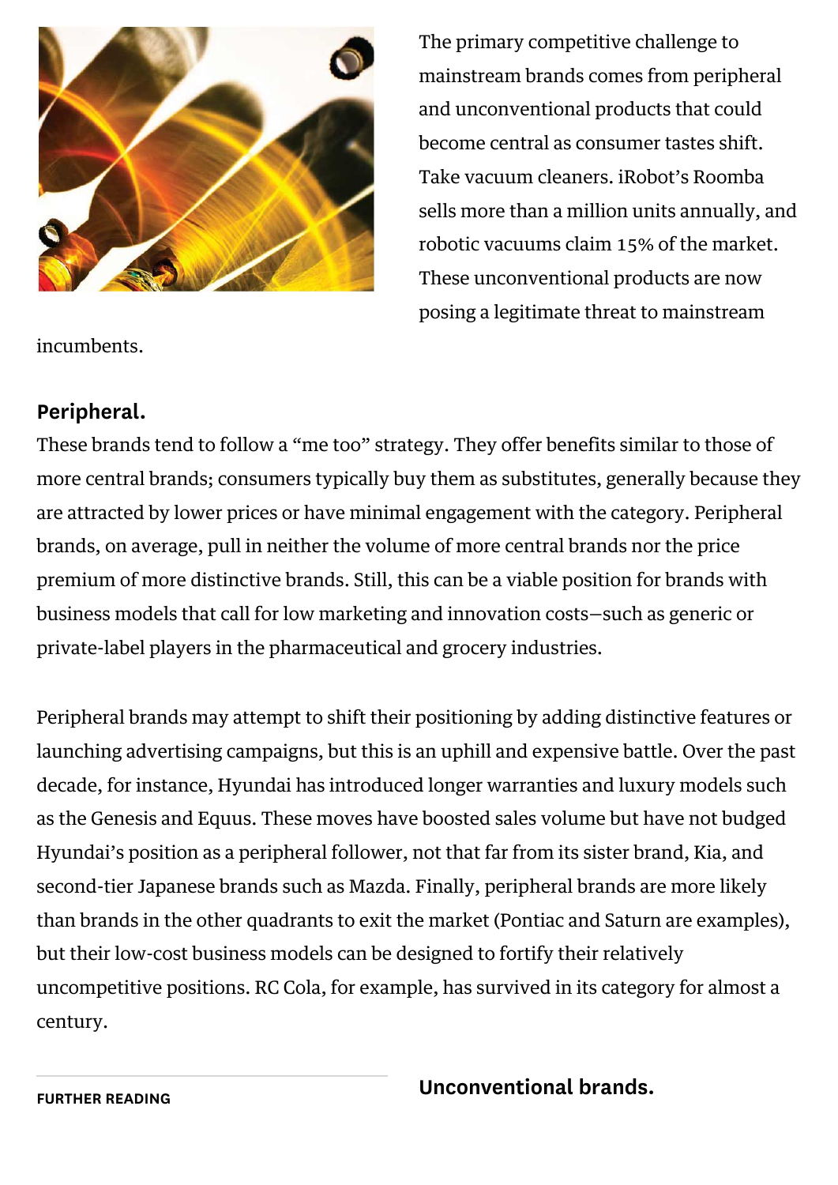The primary competitive challenge to mainstream brands comes from peripheral and unconventional products that could become central as consumer tastes shift. Take vacuum cleaners. iRobot's Roomba sells more than a million units annually, and robotic vacuums claim 15% of the market. These unconventional products are now posing a legitimate threat to mainstream incumbents.

**Peripheral.**

These brands tend to follow a "me too" strategy. They offer benefits similar to those of more central brands; consumers typically buy them as substitutes, generally because they are attracted by lower prices or have minimal engagement with the category. Peripheral brands, on average, pull in neither the volume of more central brands nor the price premium of more distinctive brands. Still, this can be a viable position for brands with business models that call for low marketing and innovation costs—such as generic or private-label players in the pharmaceutical and grocery industries.

Peripheral brands may attempt to shift their positioning by adding distinctive features or launching advertising campaigns, but this is an uphill and expensive battle. Over the past decade, for instance, Hyundai has introduced longer warranties and luxury models such as the Genesis and Equus. These moves have boosted sales volume but have not budged Hyundai's position as a peripheral follower, not that far from its sister brand, Kia, and second-tier Japanese brands such as Mazda. Finally, peripheral brands are more likely than brands in the other quadrants to exit the market (Pontiac and Saturn are examples), but their low-cost business models can be designed to fortify their relatively uncompetitive positions. RC Cola, for example, has survived in its category for almost a century.

FURTHER READING

**Unconventional brands.**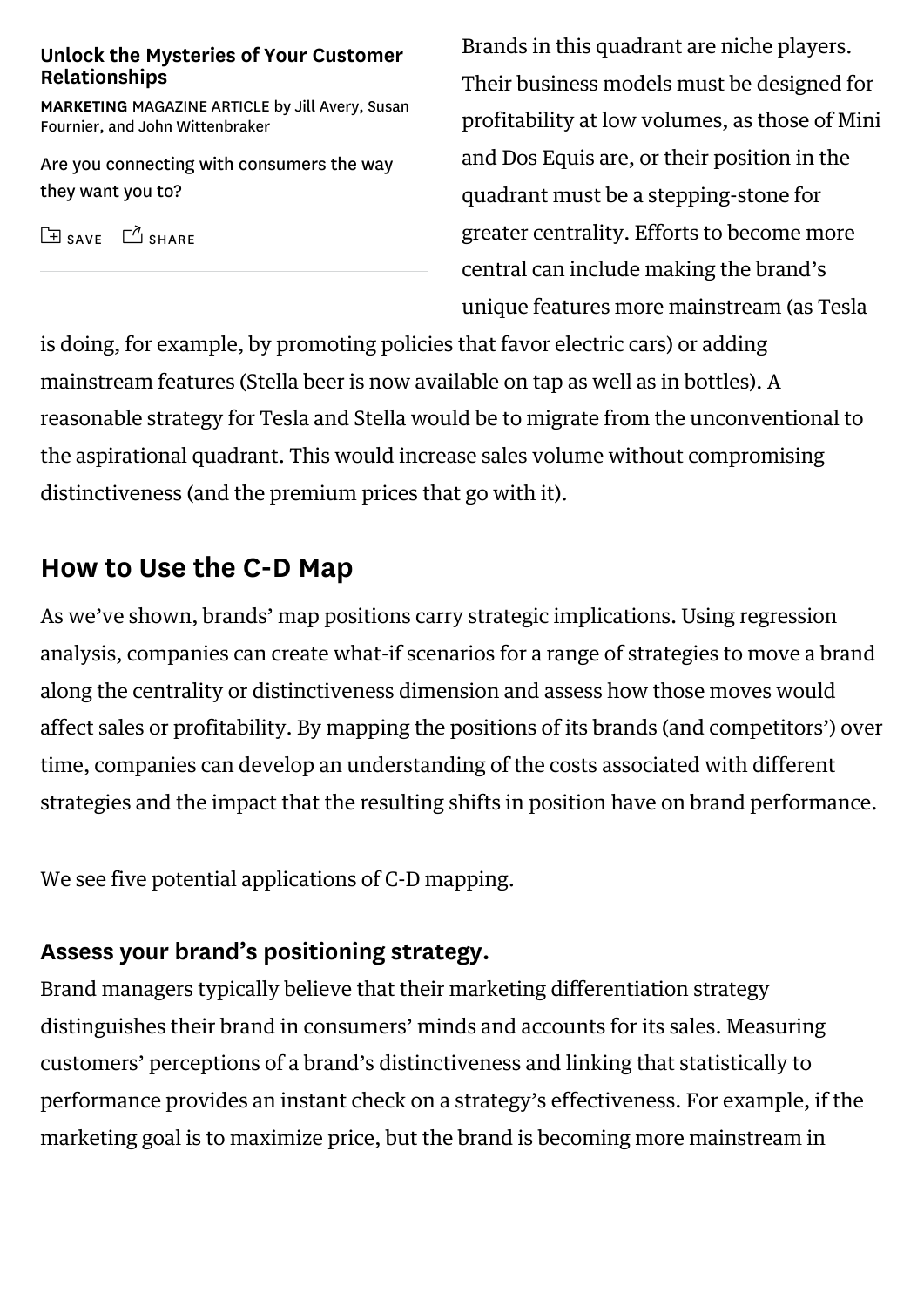Brands in this quadrant are niche players. Their business models must be designed for profitability at low volumes, as those of Mini and Dos Equis are, or their position in the quadrant must be a stepping-stone for greater centrality. Efforts to become more central can include making the brand's unique features more mainstream (as Tesla is doing, for example, by promoting policies that favor electric cars) or adding mainstream features (Stella beer is now available on tap as well as in bottles). A reasonable strategy for Tesla and Stella would be to migrate from the unconventional to the aspirational quadrant. This would increase sales volume without compromising distinctiveness (and the premium prices that go with it).

## How to Use the C-D Map

As we've shown, brands' map positions carry strategic implications. Using regression analysis, companies can create what-if scenarios for a range of strategies to move a brand along the centrality or distinctiveness dimension and assess how those moves would affect sales or profitability. By mapping the positions of its brands (and competitors') over time, companies can develop an understanding of the costs associated with different strategies and the impact that the resulting shifts in position have on brand performance.

We see five potential applications of C-D mapping.

### Assess your brand's positioning strategy.

Brand managers typically believe that their marketing differentiation strategy distinguishes their brand in consumers' minds and accounts for its sales. Measuring customers' perceptions of a brand's distinctiveness and linking that statistically to performance provides an instant check on a strategy's effectiveness. For example, if the marketing goal is to maximize price, but the brand is becoming more mainstream in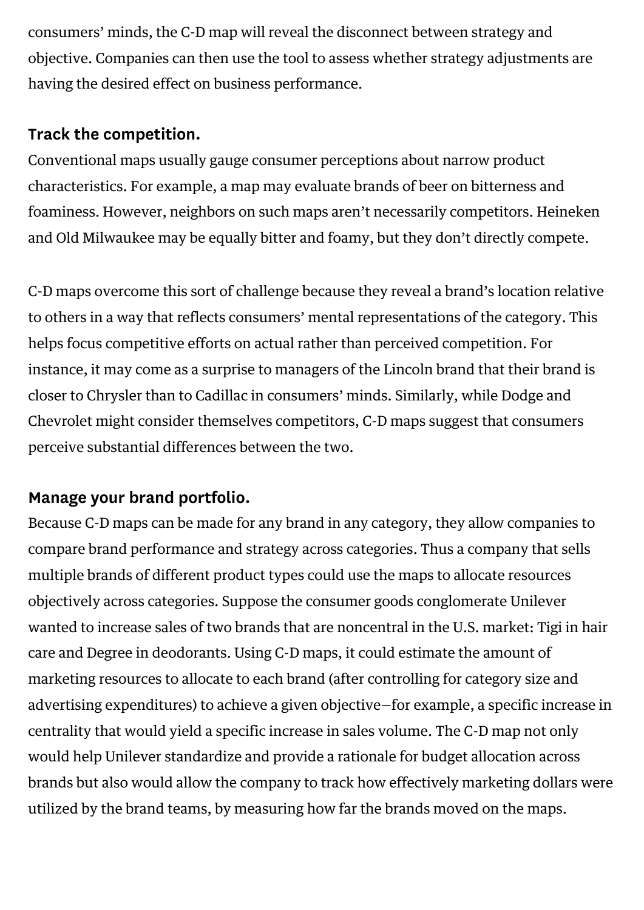consumers' minds, the C-D map will reveal the disconnect between strategy and objective. Companies can then use the tool to assess whether strategy adjustments are having the desired effect on business performance.

### Track the competition.

Conventional maps usually gauge consumer perceptions about narrow product characteristics. For example, a map may evaluate brands of beer on bitterness and foaminess. However, neighbors on such maps aren't necessarily competitors. Heineken and Old Milwaukee may be equally bitter and foamy, but they don't directly compete.

C-D maps overcome this sort of challenge because they reveal a brand's location relative to others in a way that reflects consumers' mental representations of the category. This helps focus competitive efforts on actual rather than perceived competition. For instance, it may come as a surprise to managers of the Lincoln brand that their brand is closer to Chrysler than to Cadillac in consumers' minds. Similarly, while Dodge and Chevrolet might consider themselves competitors, C-D maps suggest that consumers perceive substantial differences between the two.

### Manage your brand portfolio.

Because C-D maps can be made for any brand in any category, they allow companies to compare brand performance and strategy across categories. Thus a company that sells multiple brands of different product types could use the maps to allocate resources objectively across categories. Suppose the consumer goods conglomerate Unilever wanted to increase sales of two brands that are noncentral in the U.S. market: Tigi in hair care and Degree in deodorants. Using C-D maps, it could estimate the amount of marketing resources to allocate to each brand (after controlling for category size and advertising expenditures) to achieve a given objective—for example, a specific increase in centrality that would yield a specific increase in sales volume. The C-D map not only would help Unilever standardize and provide a rationale for budget allocation across brands but also would allow the company to track how effectively marketing dollars were utilized by the brand teams, by measuring how far the brands moved on the maps.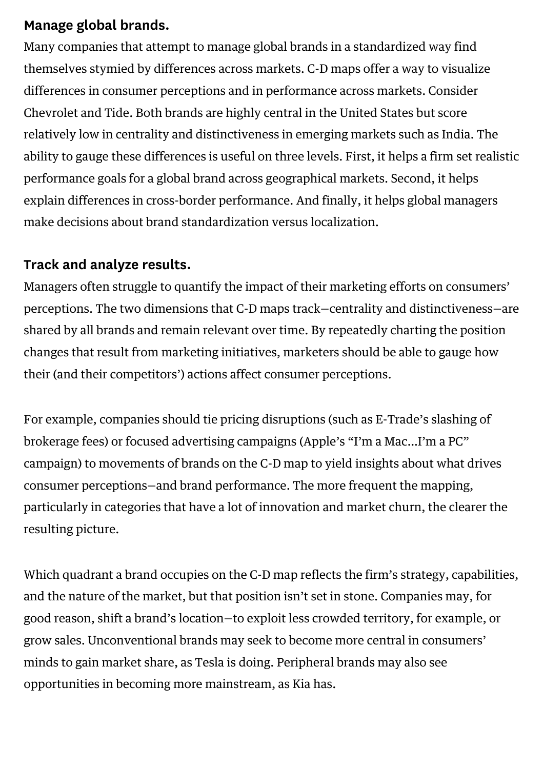### Manage global brands.

Many companies that attempt to manage global brands in a standardized way find themselves stymied by differences across markets. C-D maps offer a way to visualize differences in consumer perceptions and in performance across markets. Consider Chevrolet and Tide. Both brands are highly central in the United States but score relatively low in centrality and distinctiveness in emerging markets such as India. The ability to gauge these differences is useful on three levels. First, it helps a firm set realistic performance goals for a global brand across geographical markets. Second, it helps explain differences in cross-border performance. And finally, it helps global managers make decisions about brand standardization versus localization.

### Track and analyze results.

Managers often struggle to quantify the impact of their marketing efforts on consumers' perceptions. The two dimensions that C-D maps track—centrality and distinctiveness—are shared by all brands and remain relevant over time. By repeatedly charting the position changes that result from marketing initiatives, marketers should be able to gauge how their (and their competitors') actions affect consumer perceptions.

For example, companies should tie pricing disruptions (such as E-Trade's slashing of brokerage fees) or focused advertising campaigns (Apple's "I'm a Mac…I'm a PC" campaign) to movements of brands on the C-D map to yield insights about what drives consumer perceptions—and brand performance. The more frequent the mapping, particularly in categories that have a lot of innovation and market churn, the clearer the resulting picture.

Which quadrant a brand occupies on the C-D map reflects the firm's strategy, capabilities, and the nature of the market, but that position isn't set in stone. Companies may, for good reason, shift a brand's location—to exploit less crowded territory, for example, or grow sales. Unconventional brands may seek to become more central in consumers' minds to gain market share, as Tesla is doing. Peripheral brands may also see opportunities in becoming more mainstream, as Kia has.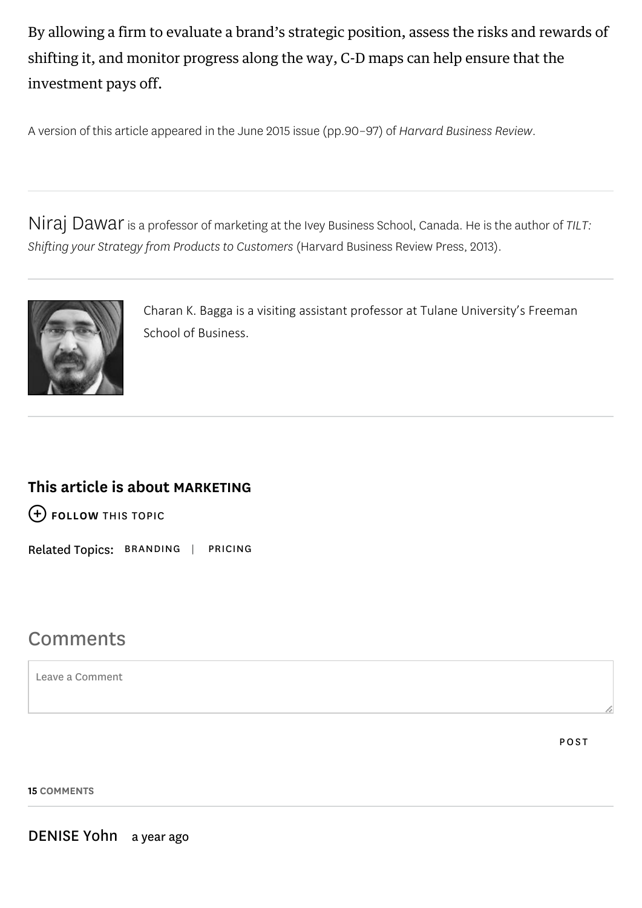By allowing a firm to evaluate a brand's strategic position, assess the risks and rewards of shifting it, and monitor progress along the way, C-D maps can help ensure that the investment pays off.

A version of this article appeared in the June 2015 issue (pp.90–97) of *Harvard Business Review*.

---

Niraj Dawar is a professor of marketing at the Ivey Business School, Canada. He is the author of *TILT: Shifting your Strategy from Products to Customers* (Harvard Business Review Press, 2013).

---

Charan K. Bagga is a visiting assistant professor at Tulane University's Freeman School of Business.

---

**This article is about MARKETING**

FOLLOW THIS TOPIC

Related Topics: BRANDING | PRICING

## Comments

Leave a Comment

POST

**15 COMMENTS**

---

DENISE Yohn a year ago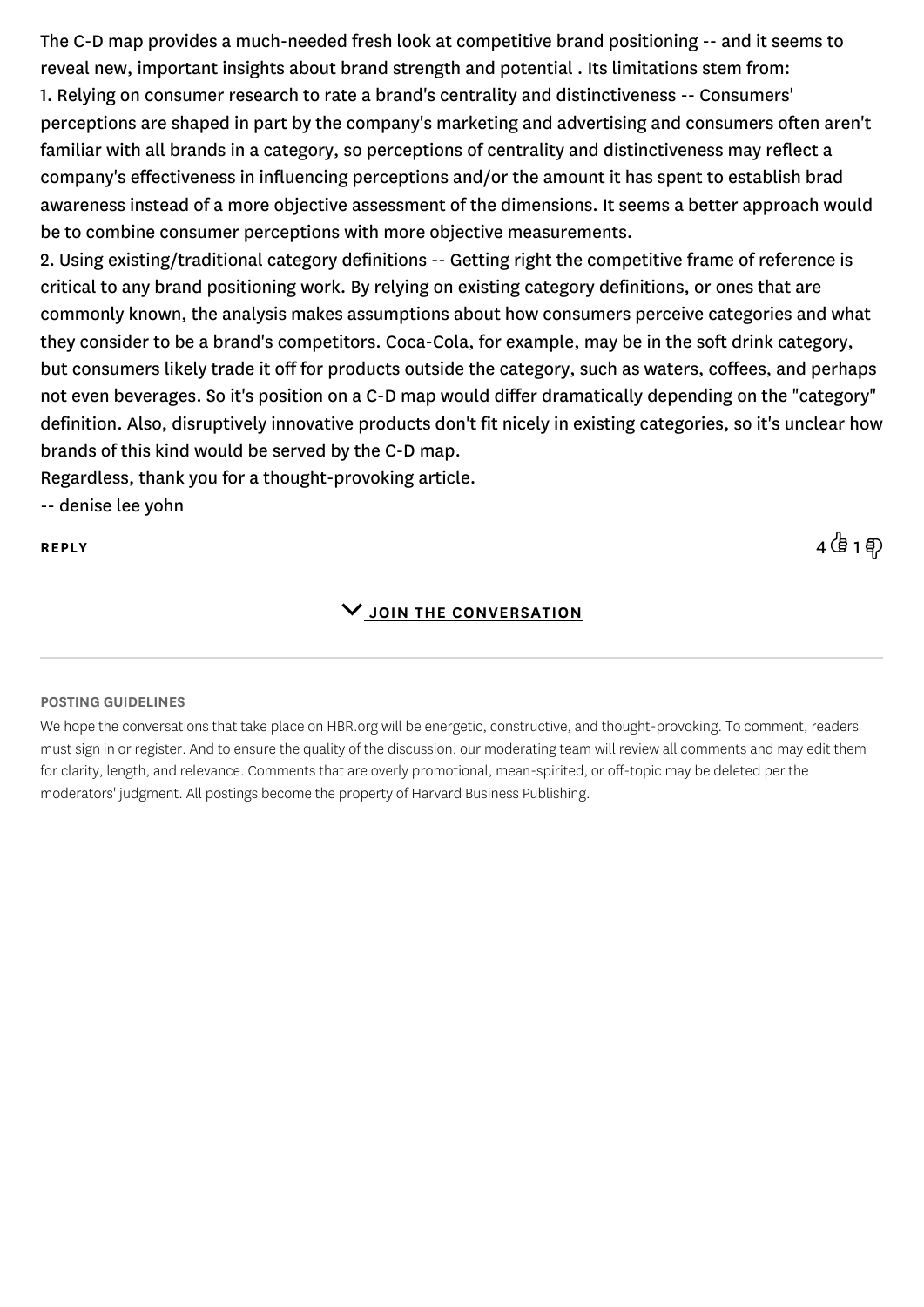The C-D map provides a much-needed fresh look at competitive brand positioning -- and it seems to reveal new, important insights about brand strength and potential . Its limitations stem from:

1. Relying on consumer research to rate a brand's centrality and distinctiveness -- Consumers' perceptions are shaped in part by the company's marketing and advertising and consumers often aren't familiar with all brands in a category, so perceptions of centrality and distinctiveness may reflect a company's effectiveness in influencing perceptions and/or the amount it has spent to establish brad awareness instead of a more objective assessment of the dimensions. It seems a better approach would be to combine consumer perceptions with more objective measurements.
2. Using existing/traditional category definitions -- Getting right the competitive frame of reference is critical to any brand positioning work. By relying on existing category definitions, or ones that are commonly known, the analysis makes assumptions about how consumers perceive categories and what they consider to be a brand's competitors. Coca-Cola, for example, may be in the soft drink category, but consumers likely trade it off for products outside the category, such as waters, coffees, and perhaps not even beverages. So it's position on a C-D map would differ dramatically depending on the "category" definition. Also, disruptively innovative products don't fit nicely in existing categories, so it's unclear how brands of this kind would be served by the C-D map.

Regardless, thank you for a thought-provoking article.

-- denise lee yohn

REPLY

4 👍 1 👎

JOIN THE CONVERSATION

**POSTING GUIDELINES**

We hope the conversations that take place on HBR.org will be energetic, constructive, and thought-provoking. To comment, readers must sign in or register. And to ensure the quality of the discussion, our moderating team will review all comments and may edit them for clarity, length, and relevance. Comments that are overly promotional, mean-spirited, or off-topic may be deleted per the moderators' judgment. All postings become the property of Harvard Business Publishing.